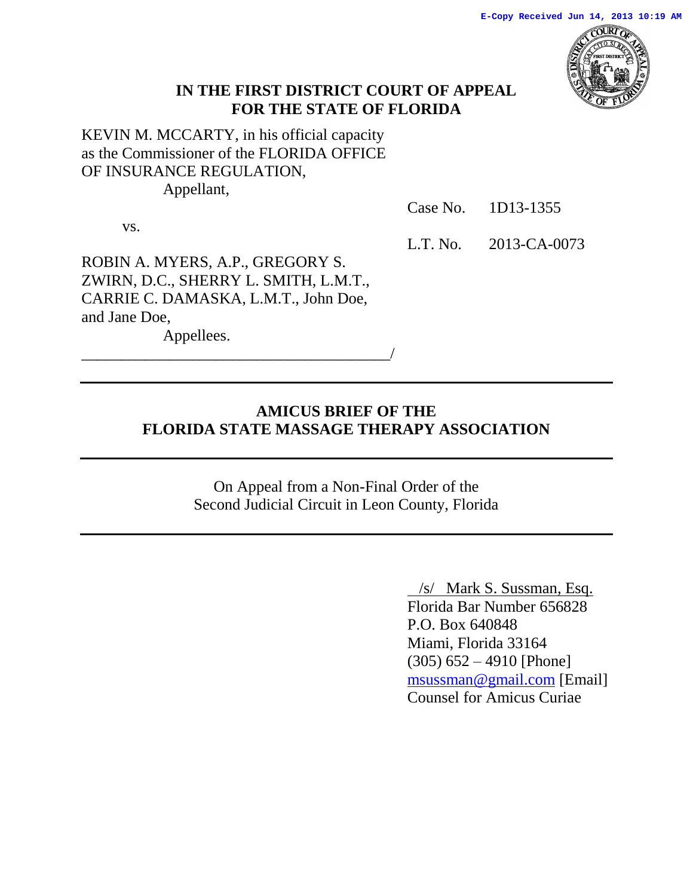E-Copy Received Jun 14, 2013 10:19 AM

**IN THE FIRST DISTRICT COURT OF APPEAL**
**FOR THE STATE OF FLORIDA**

KEVIN M. MCCARTY, in his official capacity as the Commissioner of the FLORIDA OFFICE OF INSURANCE REGULATION,
Appellant,

Case No. 1D13-1355

vs.

L.T. No. 2013-CA-0073

ROBIN A. MYERS, A.P., GREGORY S. ZWIRN, D.C., SHERRY L. SMITH, L.M.T., CARRIE C. DAMASKA, L.M.T., John Doe, and Jane Doe,
Appellees.
_________________________________________/

---

## AMICUS BRIEF OF THE FLORIDA STATE MASSAGE THERAPY ASSOCIATION

---

On Appeal from a Non-Final Order of the
Second Judicial Circuit in Leon County, Florida

---

/s/ Mark S. Sussman, Esq.
Florida Bar Number 656828
P.O. Box 640848
Miami, Florida 33164
(305) 652 – 4910 [Phone]
msussman@gmail.com [Email]
Counsel for Amicus Curiae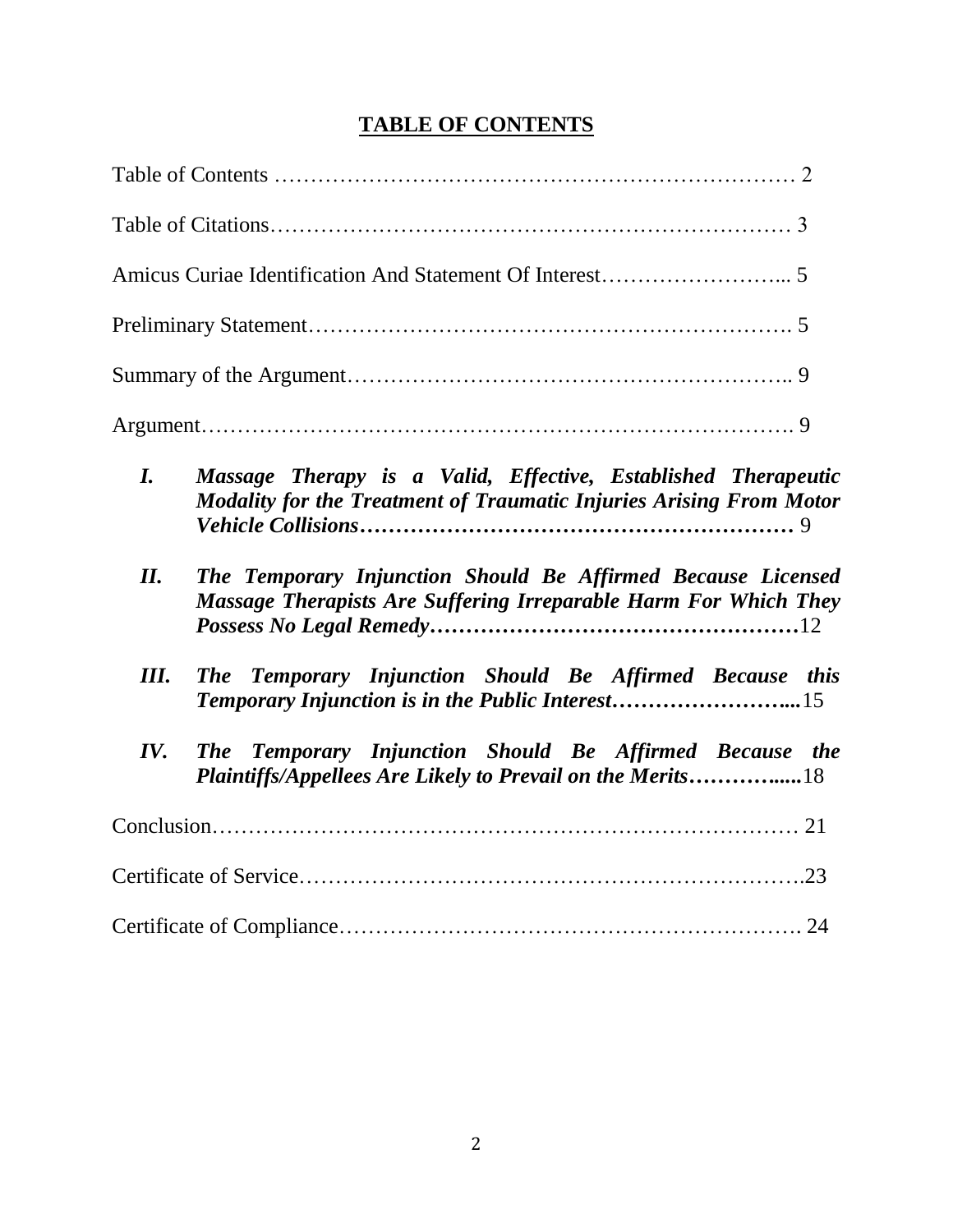# TABLE OF CONTENTS

Table of Contents …………………………………………………………… 2

Table of Citations…………………………………………………………… 3

Amicus Curiae Identification And Statement Of Interest……………………... 5

Preliminary Statement………………………………………………………. 5

Summary of the Argument………………………………………………….. 9

Argument……………………………………………………………………. 9

*I.* ***Massage Therapy is a Valid, Effective, Established Therapeutic Modality for the Treatment of Traumatic Injuries Arising From Motor Vehicle Collisions…………………………………………………*** 9

*II.* ***The Temporary Injunction Should Be Affirmed Because Licensed Massage Therapists Are Suffering Irreparable Harm For Which They Possess No Legal Remedy……………………………………………***12

*III.* ***The Temporary Injunction Should Be Affirmed Because this Temporary Injunction is in the Public Interest……………………....***15

*IV.* ***The Temporary Injunction Should Be Affirmed Because the Plaintiffs/Appellees Are Likely to Prevail on the Merits…………......***18

Conclusion…………………………………………………………………… 21

Certificate of Service……………………………………………………….23

Certificate of Compliance……………………………………………………. 24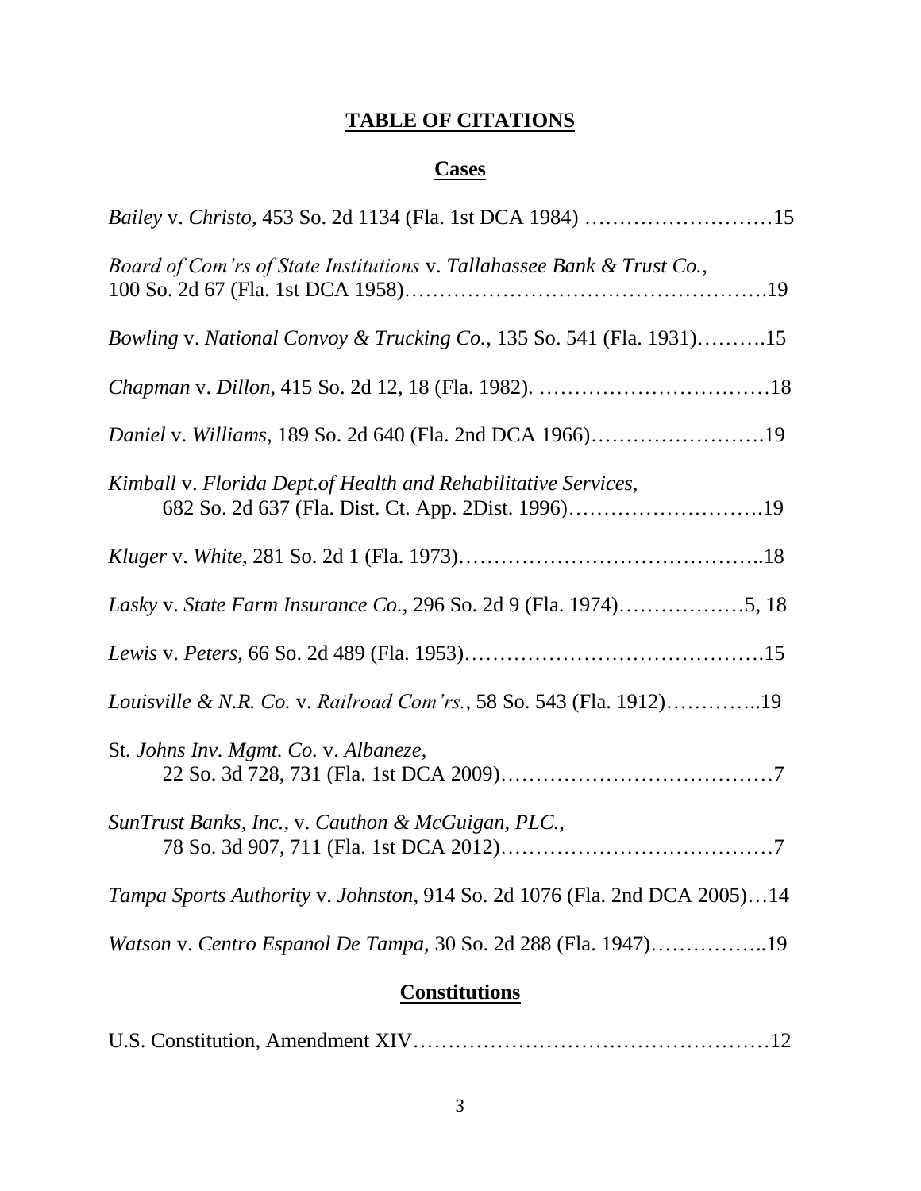# TABLE OF CITATIONS

## Cases

*Bailey* v. *Christo*, 453 So. 2d 1134 (Fla. 1st DCA 1984) ………………………15

*Board of Com'rs of State Institutions* v. *Tallahassee Bank & Trust Co.*, 100 So. 2d 67 (Fla. 1st DCA 1958)…………………………………………….19

*Bowling* v. *National Convoy & Trucking Co.*, 135 So. 541 (Fla. 1931)……….15

*Chapman* v. *Dillon*, 415 So. 2d 12, 18 (Fla. 1982). ……………………………18

*Daniel* v. *Williams*, 189 So. 2d 640 (Fla. 2nd DCA 1966)…………………….19

*Kimball* v. *Florida Dept.of Health and Rehabilitative Services*, 682 So. 2d 637 (Fla. Dist. Ct. App. 2Dist. 1996)……………………….19

*Kluger* v. *White*, 281 So. 2d 1 (Fla. 1973)……………………………………..18

*Lasky* v. *State Farm Insurance Co.*, 296 So. 2d 9 (Fla. 1974)………………5, 18

*Lewis* v. *Peters*, 66 So. 2d 489 (Fla. 1953)…………………………………….15

*Louisville & N.R. Co.* v. *Railroad Com'rs.*, 58 So. 543 (Fla. 1912)…………..19

St. *Johns Inv. Mgmt. Co.* v. *Albaneze*, 22 So. 3d 728, 731 (Fla. 1st DCA 2009)…………………………………7

*SunTrust Banks, Inc.*, v. *Cauthon & McGuigan, PLC.*, 78 So. 3d 907, 711 (Fla. 1st DCA 2012)…………………………………7

*Tampa Sports Authority* v. *Johnston*, 914 So. 2d 1076 (Fla. 2nd DCA 2005)…14

*Watson* v. *Centro Espanol De Tampa*, 30 So. 2d 288 (Fla. 1947)……………..19

## Constitutions

U.S. Constitution, Amendment XIV……………………………………………12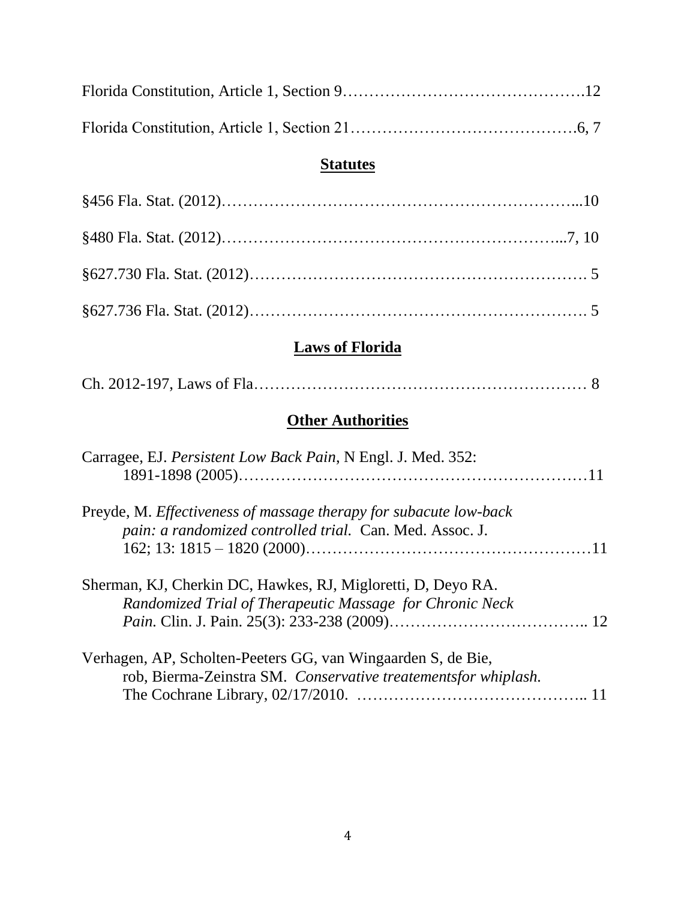Florida Constitution, Article 1, Section 9……………………………………….12

Florida Constitution, Article 1, Section 21…………………………………….6, 7

## Statutes

§456 Fla. Stat. (2012)………………………………………………………...10

§480 Fla. Stat. (2012)……………………………………………………...7, 10

§627.730 Fla. Stat. (2012)……………………………………………………. 5

§627.736 Fla. Stat. (2012)……………………………………………………. 5

## Laws of Florida

Ch. 2012-197, Laws of Fla…………………………………………………… 8

## Other Authorities

Carragee, EJ. *Persistent Low Back Pain*, N Engl. J. Med. 352: 1891-1898 (2005)…………………………………………………………11

Preyde, M. *Effectiveness of massage therapy for subacute low-back pain: a randomized controlled trial.* Can. Med. Assoc. J. 162; 13: 1815 – 1820 (2000)………………………………………………11

Sherman, KJ, Cherkin DC, Hawkes, RJ, Migloretti, D, Deyo RA. *Randomized Trial of Therapeutic Massage for Chronic Neck Pain.* Clin. J. Pain. 25(3): 233-238 (2009)……………………………….. 12

Verhagen, AP, Scholten-Peeters GG, van Wingaarden S, de Bie, rob, Bierma-Zeinstra SM. *Conservative treatementsfor whiplash.* The Cochrane Library, 02/17/2010. …………………………………….. 11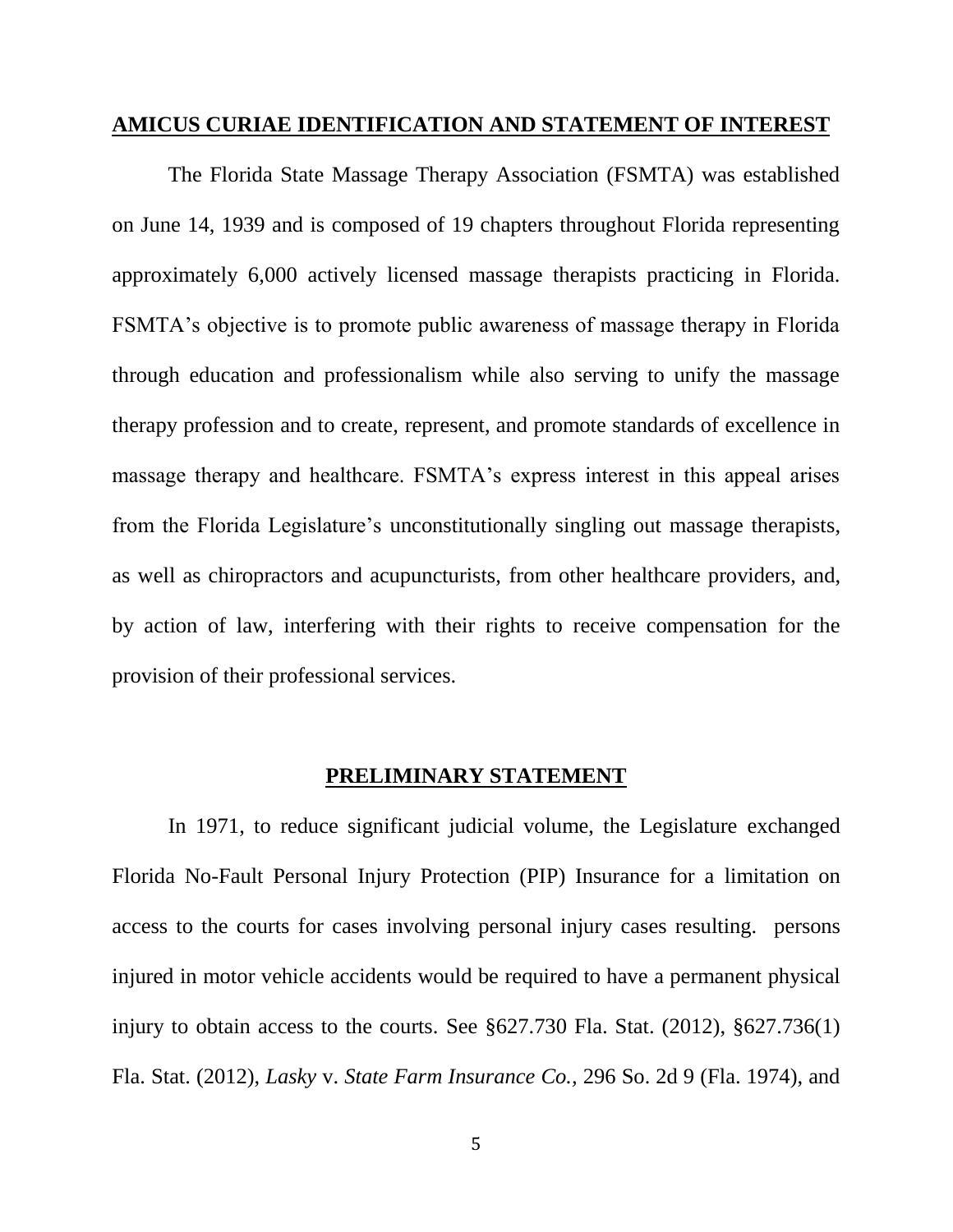## **AMICUS CURIAE IDENTIFICATION AND STATEMENT OF INTEREST**

The Florida State Massage Therapy Association (FSMTA) was established on June 14, 1939 and is composed of 19 chapters throughout Florida representing approximately 6,000 actively licensed massage therapists practicing in Florida. FSMTA's objective is to promote public awareness of massage therapy in Florida through education and professionalism while also serving to unify the massage therapy profession and to create, represent, and promote standards of excellence in massage therapy and healthcare. FSMTA's express interest in this appeal arises from the Florida Legislature's unconstitutionally singling out massage therapists, as well as chiropractors and acupuncturists, from other healthcare providers, and, by action of law, interfering with their rights to receive compensation for the provision of their professional services.

## **PRELIMINARY STATEMENT**

In 1971, to reduce significant judicial volume, the Legislature exchanged Florida No-Fault Personal Injury Protection (PIP) Insurance for a limitation on access to the courts for cases involving personal injury cases resulting. persons injured in motor vehicle accidents would be required to have a permanent physical injury to obtain access to the courts. See §627.730 Fla. Stat. (2012), §627.736(1) Fla. Stat. (2012), *Lasky* v. *State Farm Insurance Co.*, 296 So. 2d 9 (Fla. 1974), and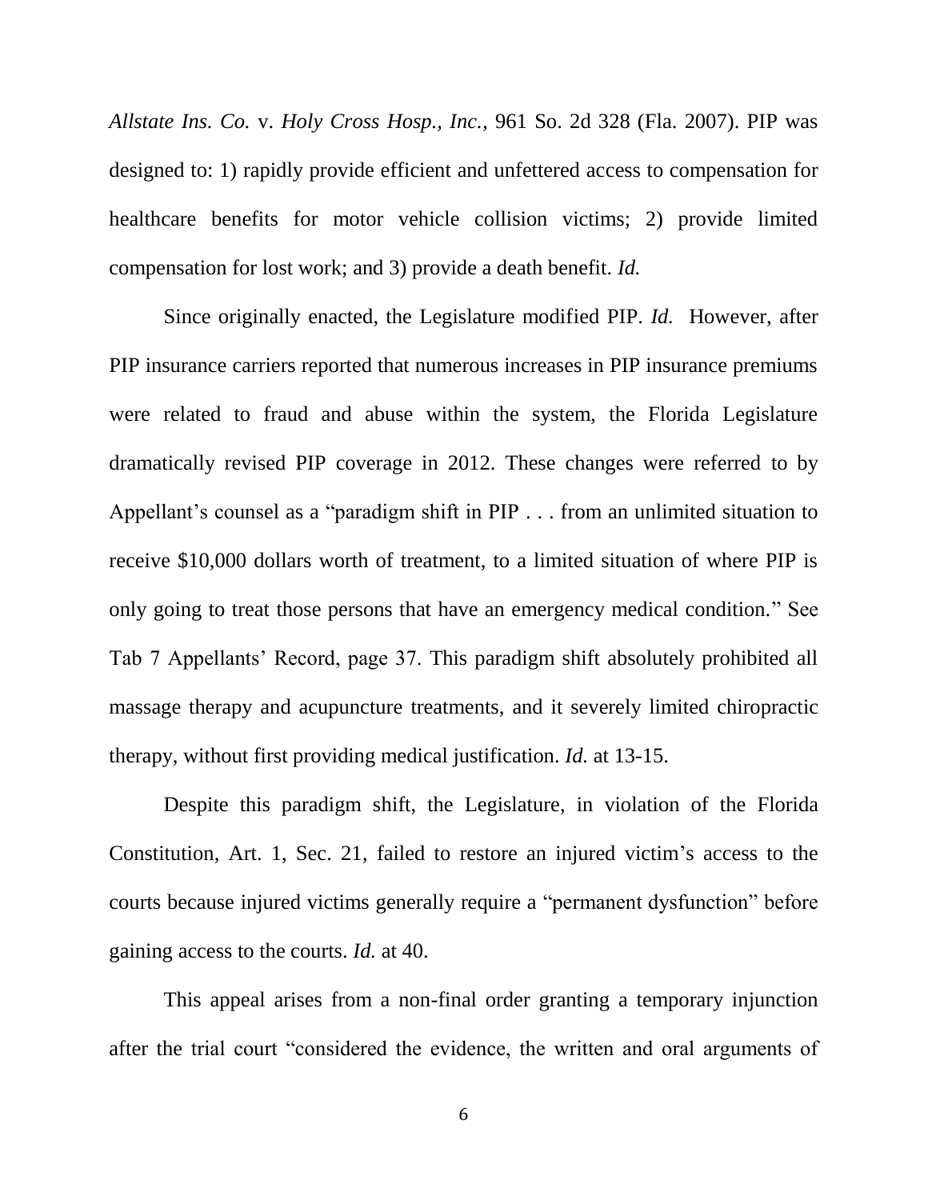*Allstate Ins. Co.* v. *Holy Cross Hosp., Inc.*, 961 So. 2d 328 (Fla. 2007). PIP was designed to: 1) rapidly provide efficient and unfettered access to compensation for healthcare benefits for motor vehicle collision victims; 2) provide limited compensation for lost work; and 3) provide a death benefit. *Id.*

Since originally enacted, the Legislature modified PIP. *Id.* However, after PIP insurance carriers reported that numerous increases in PIP insurance premiums were related to fraud and abuse within the system, the Florida Legislature dramatically revised PIP coverage in 2012. These changes were referred to by Appellant's counsel as a "paradigm shift in PIP . . . from an unlimited situation to receive $10,000 dollars worth of treatment, to a limited situation of where PIP is only going to treat those persons that have an emergency medical condition." See Tab 7 Appellants' Record, page 37. This paradigm shift absolutely prohibited all massage therapy and acupuncture treatments, and it severely limited chiropractic therapy, without first providing medical justification. *Id.* at 13-15.

Despite this paradigm shift, the Legislature, in violation of the Florida Constitution, Art. 1, Sec. 21, failed to restore an injured victim's access to the courts because injured victims generally require a "permanent dysfunction" before gaining access to the courts. *Id.* at 40.

This appeal arises from a non-final order granting a temporary injunction after the trial court "considered the evidence, the written and oral arguments of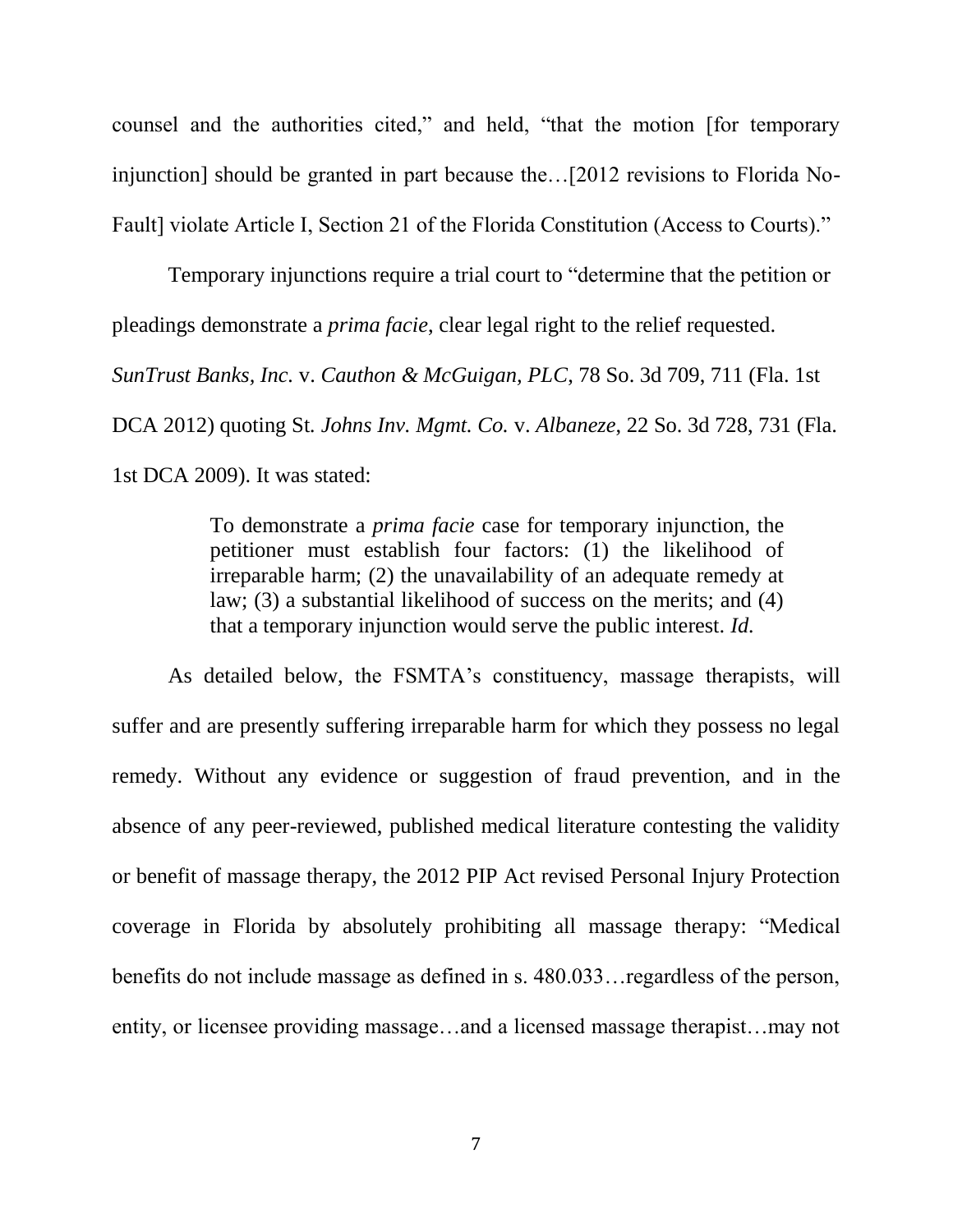counsel and the authorities cited," and held, "that the motion [for temporary injunction] should be granted in part because the…[2012 revisions to Florida No-Fault] violate Article I, Section 21 of the Florida Constitution (Access to Courts)."

Temporary injunctions require a trial court to "determine that the petition or pleadings demonstrate a *prima facie*, clear legal right to the relief requested. *SunTrust Banks, Inc.* v. *Cauthon & McGuigan, PLC*, 78 So. 3d 709, 711 (Fla. 1st DCA 2012) quoting St. *Johns Inv. Mgmt. Co.* v. *Albaneze*, 22 So. 3d 728, 731 (Fla. 1st DCA 2009). It was stated:

> To demonstrate a *prima facie* case for temporary injunction, the petitioner must establish four factors: (1) the likelihood of irreparable harm; (2) the unavailability of an adequate remedy at law; (3) a substantial likelihood of success on the merits; and (4) that a temporary injunction would serve the public interest. *Id.*

As detailed below, the FSMTA's constituency, massage therapists, will suffer and are presently suffering irreparable harm for which they possess no legal remedy. Without any evidence or suggestion of fraud prevention, and in the absence of any peer-reviewed, published medical literature contesting the validity or benefit of massage therapy, the 2012 PIP Act revised Personal Injury Protection coverage in Florida by absolutely prohibiting all massage therapy: "Medical benefits do not include massage as defined in s. 480.033…regardless of the person, entity, or licensee providing massage…and a licensed massage therapist…may not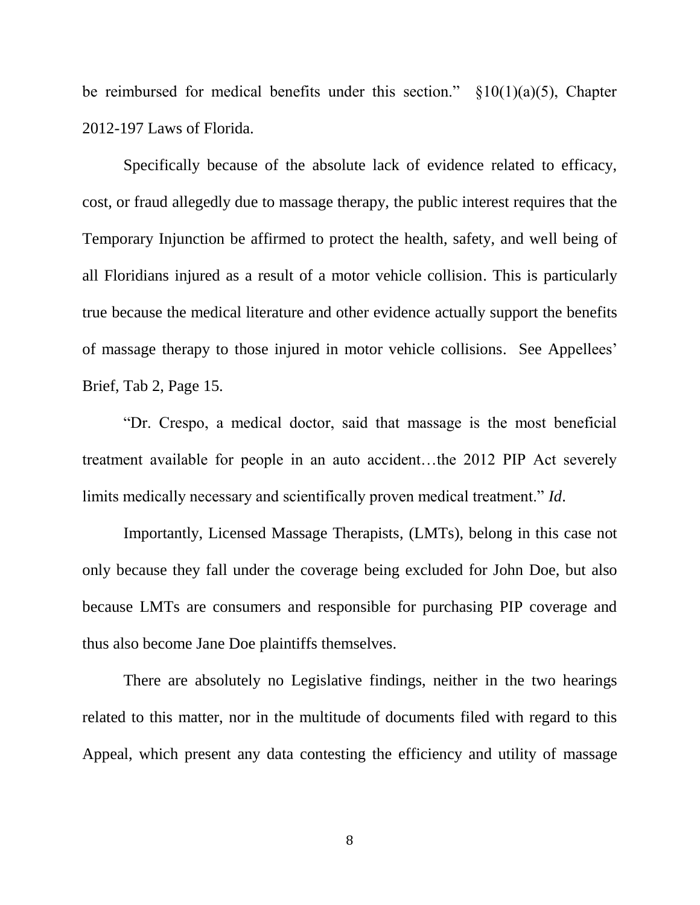be reimbursed for medical benefits under this section." §10(1)(a)(5), Chapter 2012-197 Laws of Florida.

Specifically because of the absolute lack of evidence related to efficacy, cost, or fraud allegedly due to massage therapy, the public interest requires that the Temporary Injunction be affirmed to protect the health, safety, and well being of all Floridians injured as a result of a motor vehicle collision. This is particularly true because the medical literature and other evidence actually support the benefits of massage therapy to those injured in motor vehicle collisions. See Appellees' Brief, Tab 2, Page 15.

"Dr. Crespo, a medical doctor, said that massage is the most beneficial treatment available for people in an auto accident…the 2012 PIP Act severely limits medically necessary and scientifically proven medical treatment." *Id*.

Importantly, Licensed Massage Therapists, (LMTs), belong in this case not only because they fall under the coverage being excluded for John Doe, but also because LMTs are consumers and responsible for purchasing PIP coverage and thus also become Jane Doe plaintiffs themselves.

There are absolutely no Legislative findings, neither in the two hearings related to this matter, nor in the multitude of documents filed with regard to this Appeal, which present any data contesting the efficiency and utility of massage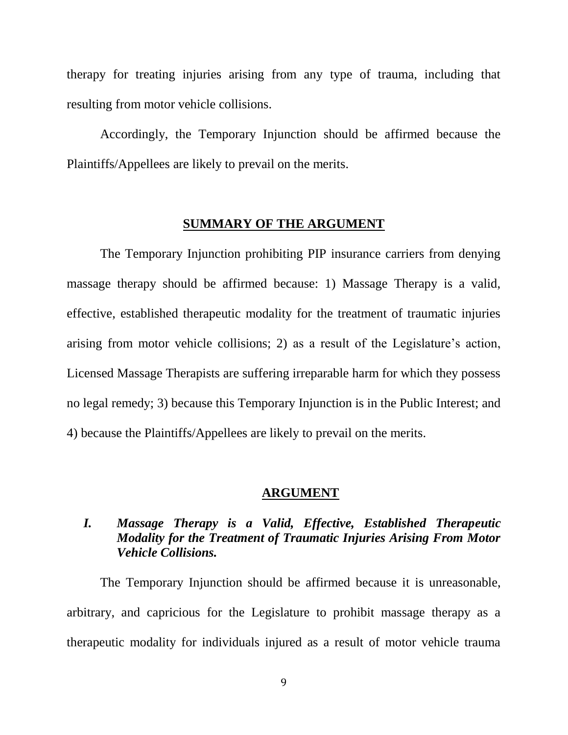therapy for treating injuries arising from any type of trauma, including that resulting from motor vehicle collisions.

Accordingly, the Temporary Injunction should be affirmed because the Plaintiffs/Appellees are likely to prevail on the merits.

## SUMMARY OF THE ARGUMENT

The Temporary Injunction prohibiting PIP insurance carriers from denying massage therapy should be affirmed because: 1) Massage Therapy is a valid, effective, established therapeutic modality for the treatment of traumatic injuries arising from motor vehicle collisions; 2) as a result of the Legislature's action, Licensed Massage Therapists are suffering irreparable harm for which they possess no legal remedy; 3) because this Temporary Injunction is in the Public Interest; and 4) because the Plaintiffs/Appellees are likely to prevail on the merits.

## ARGUMENT

### *I. Massage Therapy is a Valid, Effective, Established Therapeutic Modality for the Treatment of Traumatic Injuries Arising From Motor Vehicle Collisions.*

The Temporary Injunction should be affirmed because it is unreasonable, arbitrary, and capricious for the Legislature to prohibit massage therapy as a therapeutic modality for individuals injured as a result of motor vehicle trauma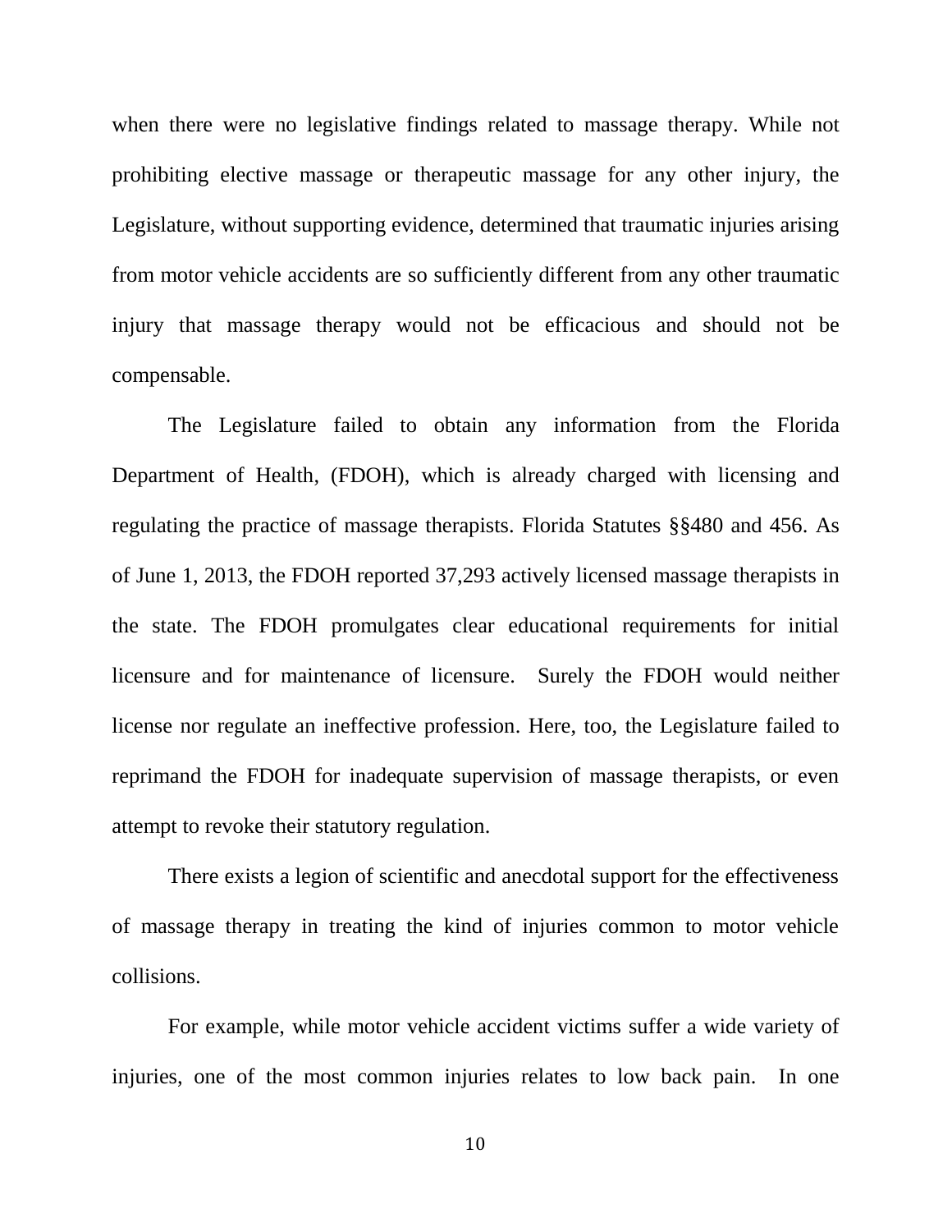when there were no legislative findings related to massage therapy. While not prohibiting elective massage or therapeutic massage for any other injury, the Legislature, without supporting evidence, determined that traumatic injuries arising from motor vehicle accidents are so sufficiently different from any other traumatic injury that massage therapy would not be efficacious and should not be compensable.

The Legislature failed to obtain any information from the Florida Department of Health, (FDOH), which is already charged with licensing and regulating the practice of massage therapists. Florida Statutes §§480 and 456. As of June 1, 2013, the FDOH reported 37,293 actively licensed massage therapists in the state. The FDOH promulgates clear educational requirements for initial licensure and for maintenance of licensure. Surely the FDOH would neither license nor regulate an ineffective profession. Here, too, the Legislature failed to reprimand the FDOH for inadequate supervision of massage therapists, or even attempt to revoke their statutory regulation.

There exists a legion of scientific and anecdotal support for the effectiveness of massage therapy in treating the kind of injuries common to motor vehicle collisions.

For example, while motor vehicle accident victims suffer a wide variety of injuries, one of the most common injuries relates to low back pain. In one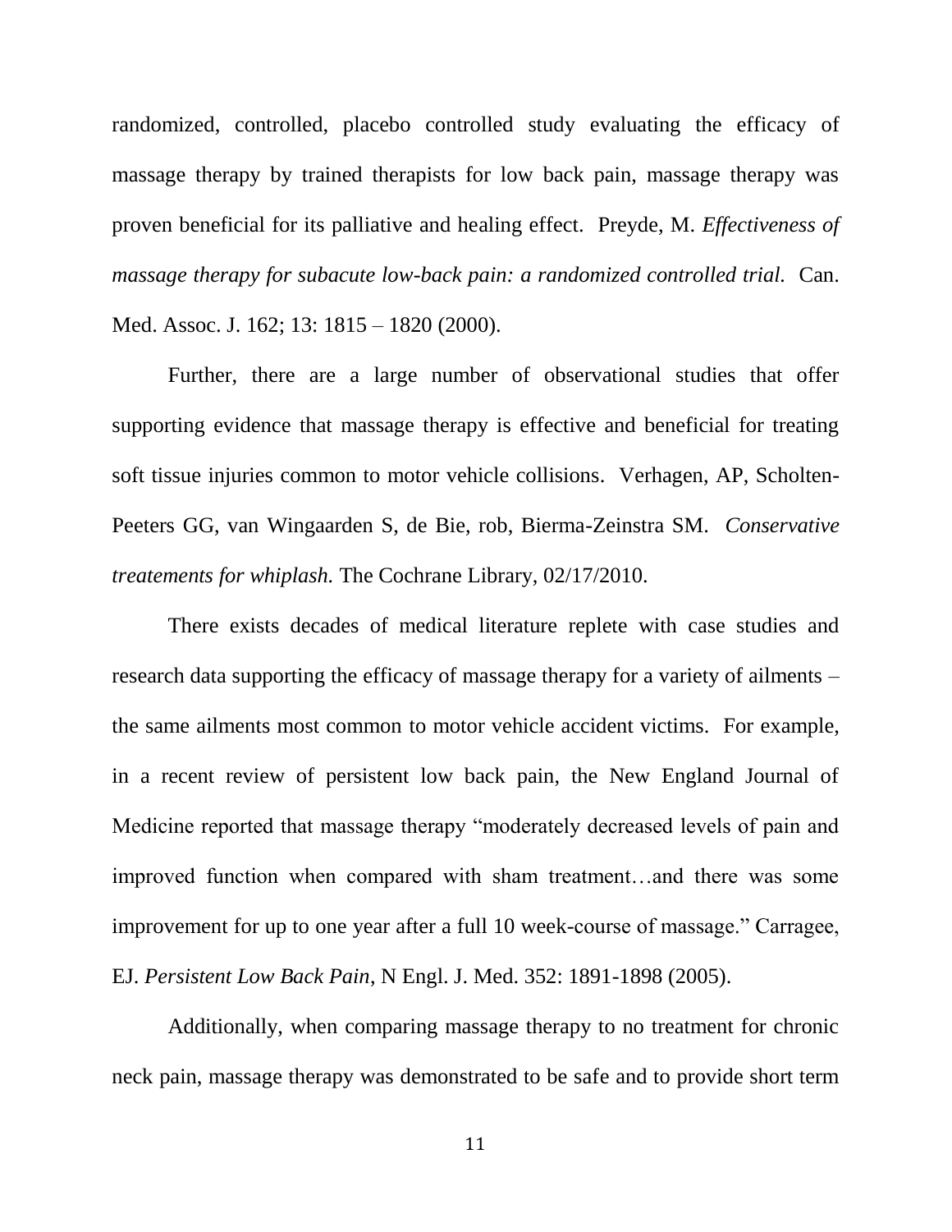randomized, controlled, placebo controlled study evaluating the efficacy of massage therapy by trained therapists for low back pain, massage therapy was proven beneficial for its palliative and healing effect. Preyde, M. *Effectiveness of massage therapy for subacute low-back pain: a randomized controlled trial.* Can. Med. Assoc. J. 162; 13: 1815 – 1820 (2000).

Further, there are a large number of observational studies that offer supporting evidence that massage therapy is effective and beneficial for treating soft tissue injuries common to motor vehicle collisions. Verhagen, AP, Scholten-Peeters GG, van Wingaarden S, de Bie, rob, Bierma-Zeinstra SM. *Conservative treatements for whiplash.* The Cochrane Library, 02/17/2010.

There exists decades of medical literature replete with case studies and research data supporting the efficacy of massage therapy for a variety of ailments – the same ailments most common to motor vehicle accident victims. For example, in a recent review of persistent low back pain, the New England Journal of Medicine reported that massage therapy "moderately decreased levels of pain and improved function when compared with sham treatment…and there was some improvement for up to one year after a full 10 week-course of massage." Carragee, EJ. *Persistent Low Back Pain*, N Engl. J. Med. 352: 1891-1898 (2005).

Additionally, when comparing massage therapy to no treatment for chronic neck pain, massage therapy was demonstrated to be safe and to provide short term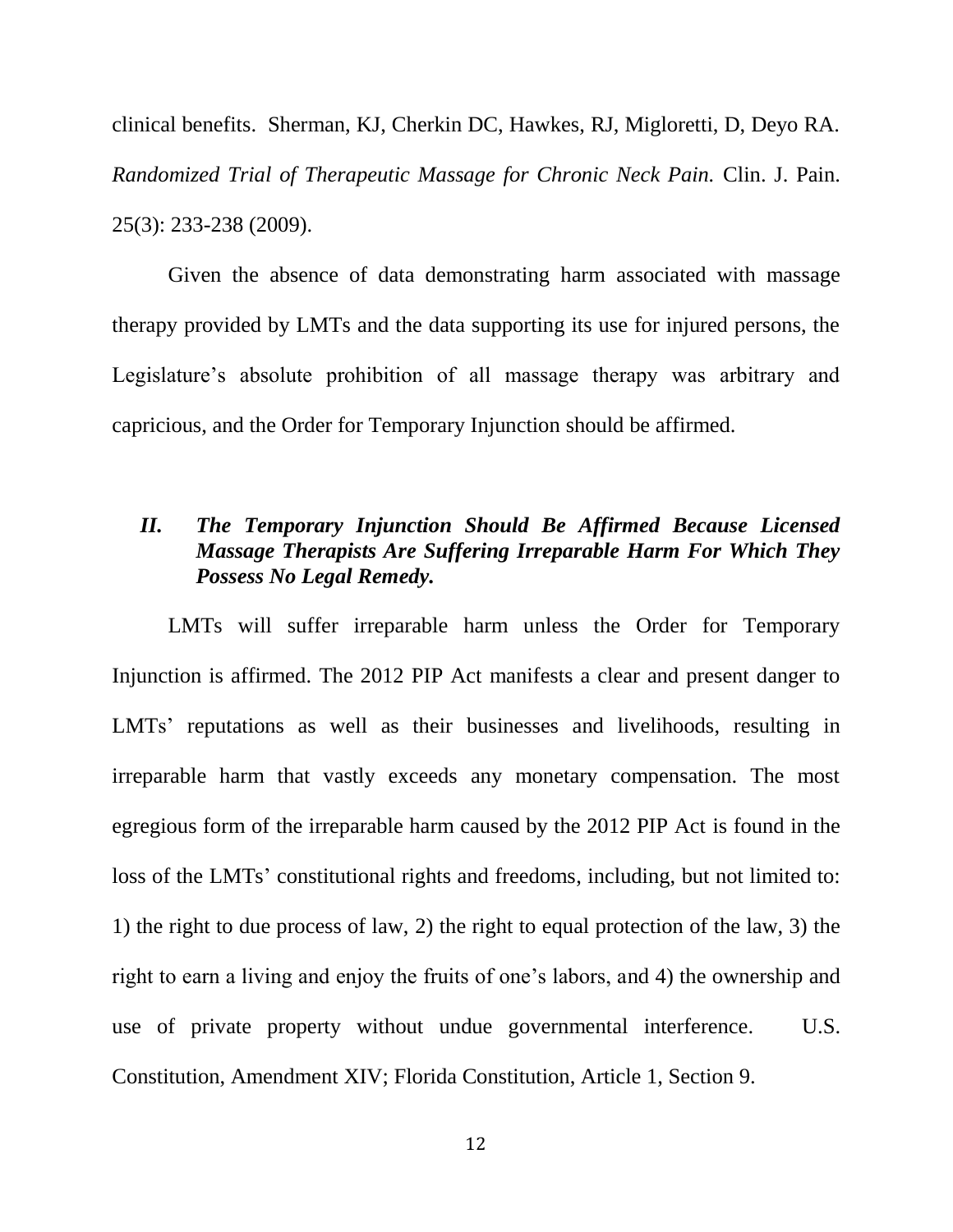clinical benefits. Sherman, KJ, Cherkin DC, Hawkes, RJ, Migloretti, D, Deyo RA. *Randomized Trial of Therapeutic Massage for Chronic Neck Pain.* Clin. J. Pain. 25(3): 233-238 (2009).

Given the absence of data demonstrating harm associated with massage therapy provided by LMTs and the data supporting its use for injured persons, the Legislature's absolute prohibition of all massage therapy was arbitrary and capricious, and the Order for Temporary Injunction should be affirmed.

## *II. The Temporary Injunction Should Be Affirmed Because Licensed Massage Therapists Are Suffering Irreparable Harm For Which They Possess No Legal Remedy.*

LMTs will suffer irreparable harm unless the Order for Temporary Injunction is affirmed. The 2012 PIP Act manifests a clear and present danger to LMTs' reputations as well as their businesses and livelihoods, resulting in irreparable harm that vastly exceeds any monetary compensation. The most egregious form of the irreparable harm caused by the 2012 PIP Act is found in the loss of the LMTs' constitutional rights and freedoms, including, but not limited to: 1) the right to due process of law, 2) the right to equal protection of the law, 3) the right to earn a living and enjoy the fruits of one's labors, and 4) the ownership and use of private property without undue governmental interference. U.S. Constitution, Amendment XIV; Florida Constitution, Article 1, Section 9.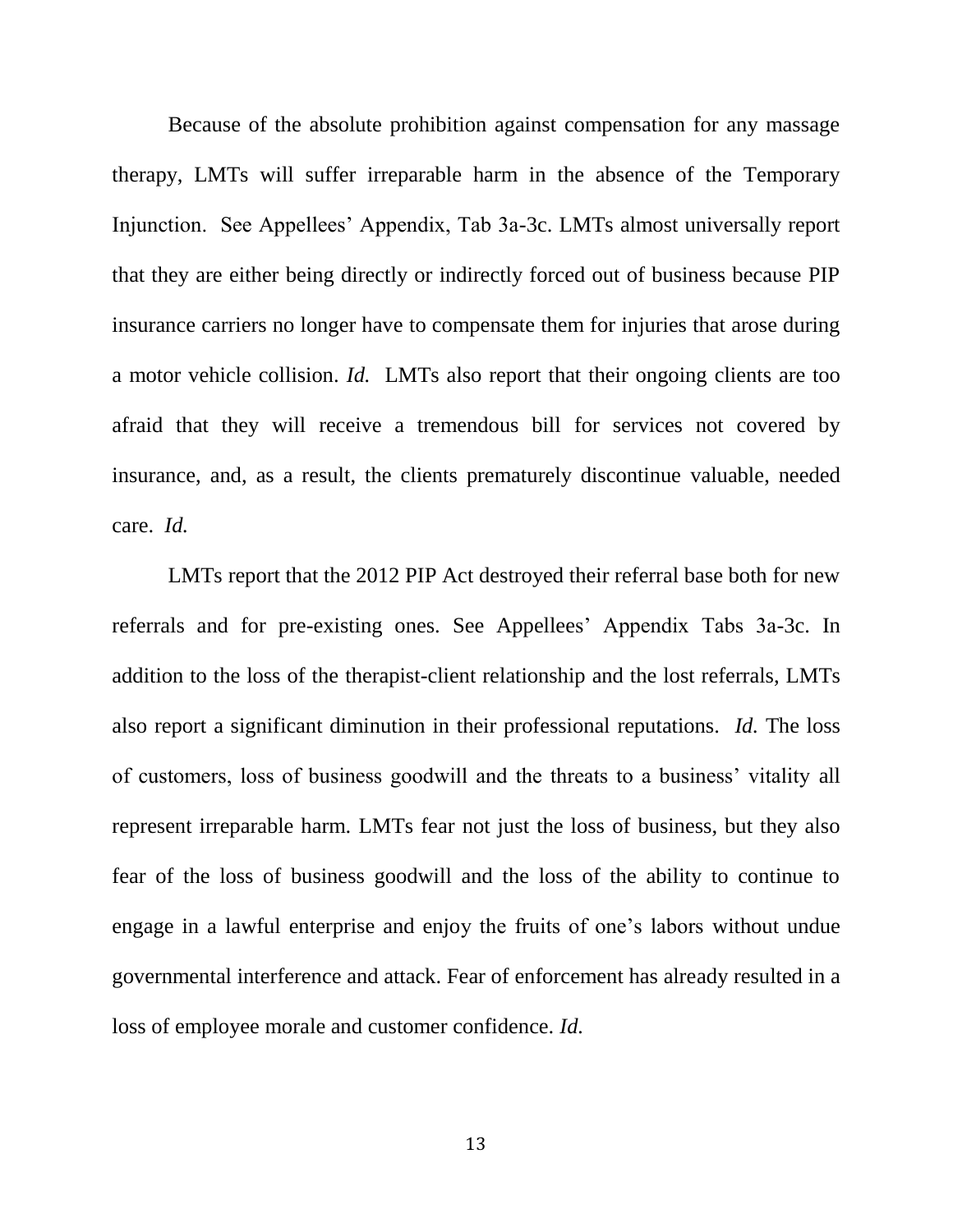Because of the absolute prohibition against compensation for any massage therapy, LMTs will suffer irreparable harm in the absence of the Temporary Injunction. See Appellees' Appendix, Tab 3a-3c. LMTs almost universally report that they are either being directly or indirectly forced out of business because PIP insurance carriers no longer have to compensate them for injuries that arose during a motor vehicle collision. *Id.* LMTs also report that their ongoing clients are too afraid that they will receive a tremendous bill for services not covered by insurance, and, as a result, the clients prematurely discontinue valuable, needed care. *Id.*

LMTs report that the 2012 PIP Act destroyed their referral base both for new referrals and for pre-existing ones. See Appellees' Appendix Tabs 3a-3c. In addition to the loss of the therapist-client relationship and the lost referrals, LMTs also report a significant diminution in their professional reputations. *Id.* The loss of customers, loss of business goodwill and the threats to a business' vitality all represent irreparable harm. LMTs fear not just the loss of business, but they also fear of the loss of business goodwill and the loss of the ability to continue to engage in a lawful enterprise and enjoy the fruits of one's labors without undue governmental interference and attack. Fear of enforcement has already resulted in a loss of employee morale and customer confidence. *Id.*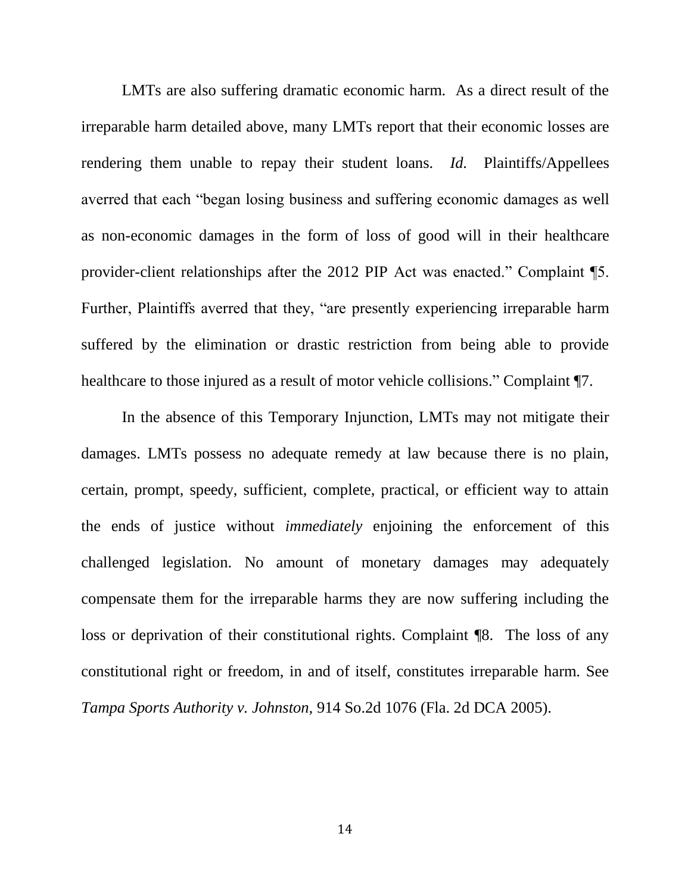LMTs are also suffering dramatic economic harm. As a direct result of the irreparable harm detailed above, many LMTs report that their economic losses are rendering them unable to repay their student loans. *Id.* Plaintiffs/Appellees averred that each "began losing business and suffering economic damages as well as non-economic damages in the form of loss of good will in their healthcare provider-client relationships after the 2012 PIP Act was enacted." Complaint ¶5. Further, Plaintiffs averred that they, "are presently experiencing irreparable harm suffered by the elimination or drastic restriction from being able to provide healthcare to those injured as a result of motor vehicle collisions." Complaint ¶7.

In the absence of this Temporary Injunction, LMTs may not mitigate their damages. LMTs possess no adequate remedy at law because there is no plain, certain, prompt, speedy, sufficient, complete, practical, or efficient way to attain the ends of justice without *immediately* enjoining the enforcement of this challenged legislation. No amount of monetary damages may adequately compensate them for the irreparable harms they are now suffering including the loss or deprivation of their constitutional rights. Complaint ¶8. The loss of any constitutional right or freedom, in and of itself, constitutes irreparable harm. See *Tampa Sports Authority v. Johnston,* 914 So.2d 1076 (Fla. 2d DCA 2005).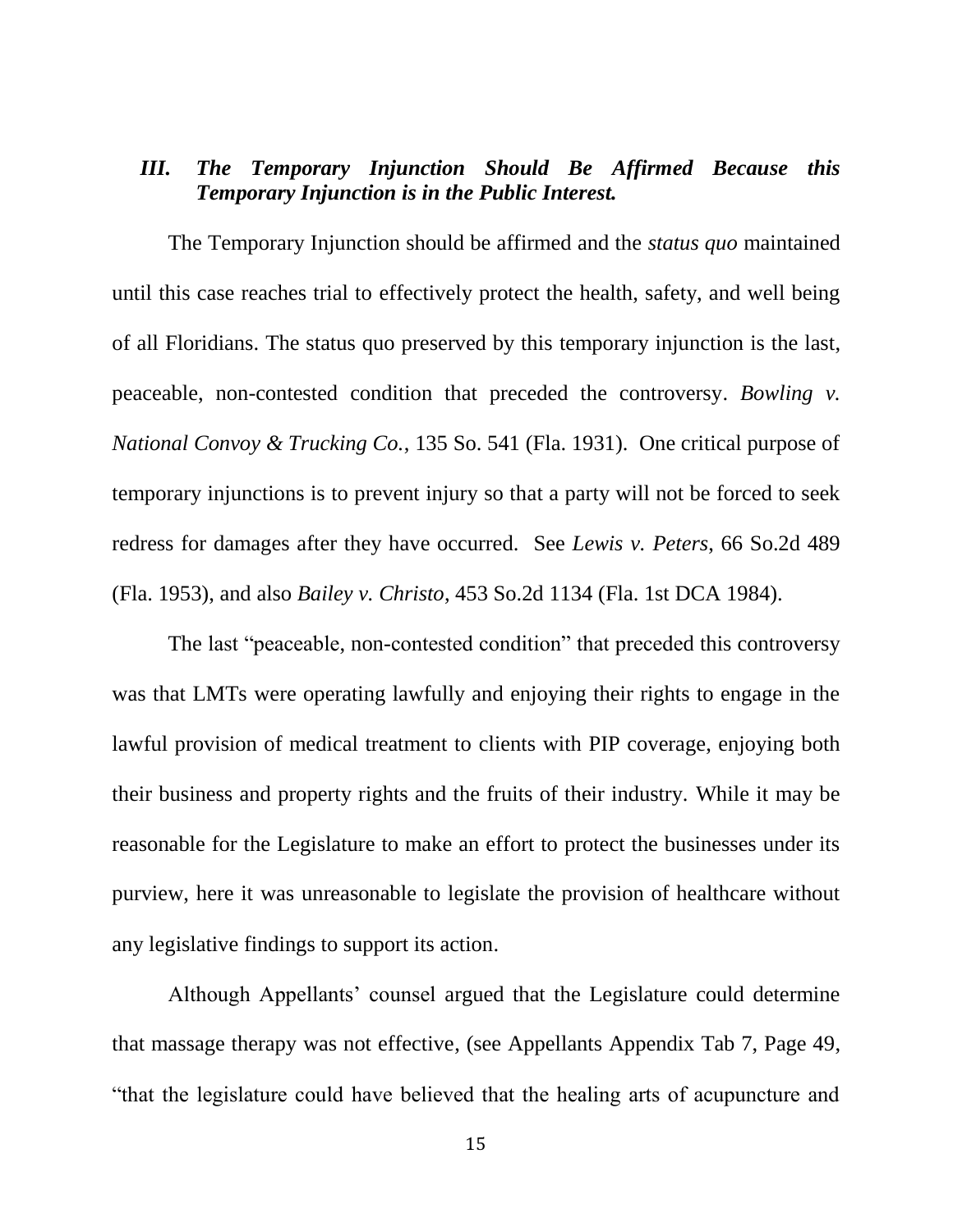### *III. The Temporary Injunction Should Be Affirmed Because this Temporary Injunction is in the Public Interest.*

The Temporary Injunction should be affirmed and the *status quo* maintained until this case reaches trial to effectively protect the health, safety, and well being of all Floridians. The status quo preserved by this temporary injunction is the last, peaceable, non-contested condition that preceded the controversy. *Bowling v. National Convoy & Trucking Co.*, 135 So. 541 (Fla. 1931). One critical purpose of temporary injunctions is to prevent injury so that a party will not be forced to seek redress for damages after they have occurred. See *Lewis v. Peters*, 66 So.2d 489 (Fla. 1953), and also *Bailey v. Christo*, 453 So.2d 1134 (Fla. 1st DCA 1984).

The last "peaceable, non-contested condition" that preceded this controversy was that LMTs were operating lawfully and enjoying their rights to engage in the lawful provision of medical treatment to clients with PIP coverage, enjoying both their business and property rights and the fruits of their industry. While it may be reasonable for the Legislature to make an effort to protect the businesses under its purview, here it was unreasonable to legislate the provision of healthcare without any legislative findings to support its action.

Although Appellants' counsel argued that the Legislature could determine that massage therapy was not effective, (see Appellants Appendix Tab 7, Page 49, "that the legislature could have believed that the healing arts of acupuncture and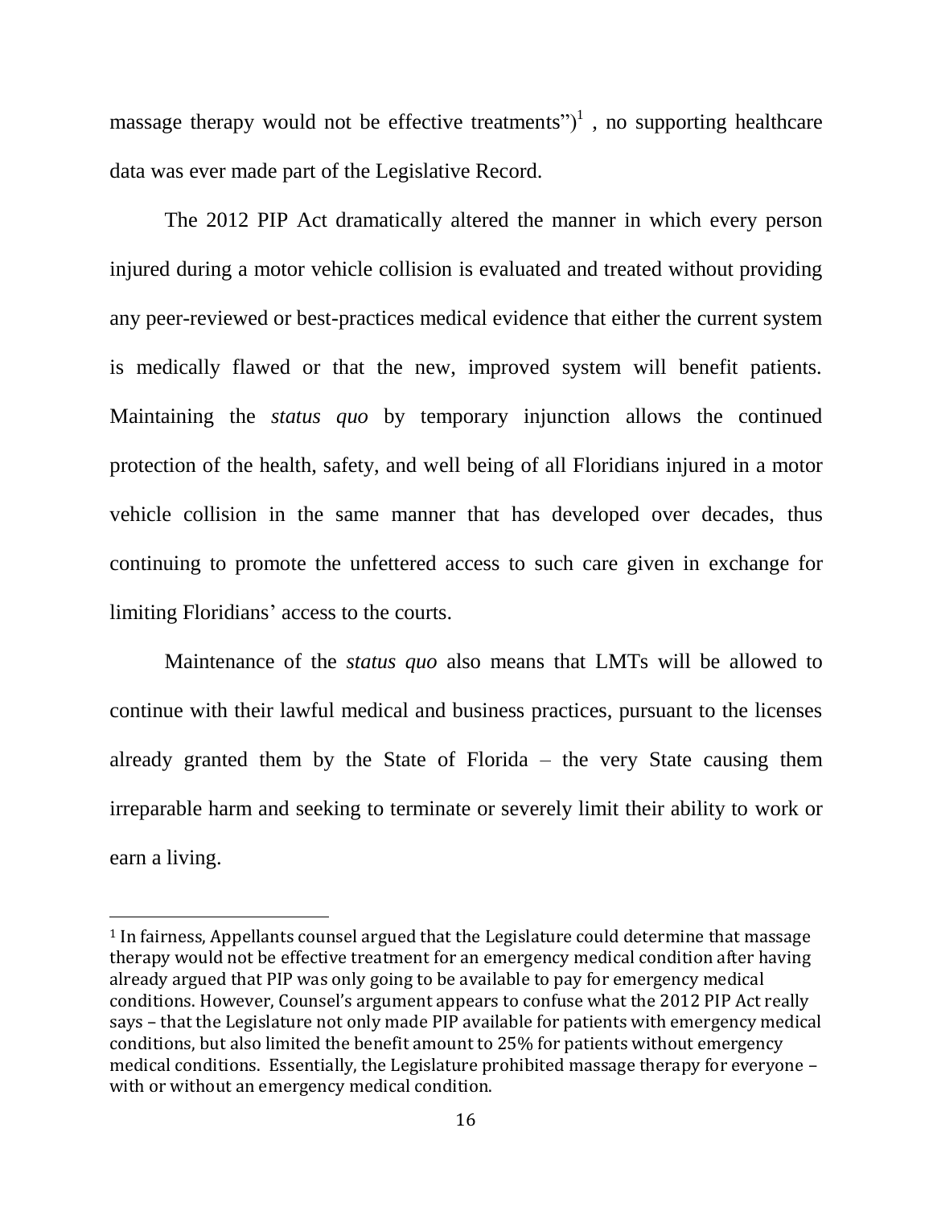massage therapy would not be effective treatments")[1] , no supporting healthcare data was ever made part of the Legislative Record.

The 2012 PIP Act dramatically altered the manner in which every person injured during a motor vehicle collision is evaluated and treated without providing any peer-reviewed or best-practices medical evidence that either the current system is medically flawed or that the new, improved system will benefit patients. Maintaining the *status quo* by temporary injunction allows the continued protection of the health, safety, and well being of all Floridians injured in a motor vehicle collision in the same manner that has developed over decades, thus continuing to promote the unfettered access to such care given in exchange for limiting Floridians' access to the courts.

Maintenance of the *status quo* also means that LMTs will be allowed to continue with their lawful medical and business practices, pursuant to the licenses already granted them by the State of Florida – the very State causing them irreparable harm and seeking to terminate or severely limit their ability to work or earn a living.

---

[1] In fairness, Appellants counsel argued that the Legislature could determine that massage therapy would not be effective treatment for an emergency medical condition after having already argued that PIP was only going to be available to pay for emergency medical conditions. However, Counsel's argument appears to confuse what the 2012 PIP Act really says – that the Legislature not only made PIP available for patients with emergency medical conditions, but also limited the benefit amount to 25% for patients without emergency medical conditions. Essentially, the Legislature prohibited massage therapy for everyone – with or without an emergency medical condition.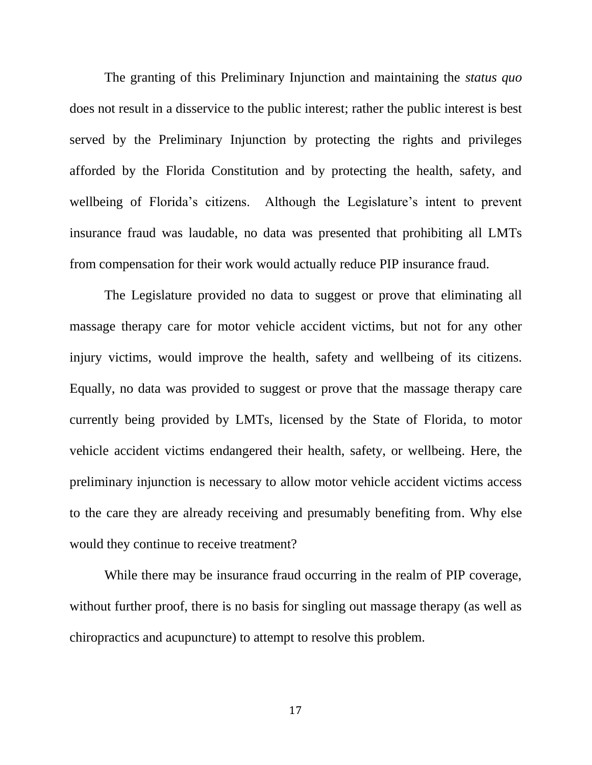The granting of this Preliminary Injunction and maintaining the *status quo* does not result in a disservice to the public interest; rather the public interest is best served by the Preliminary Injunction by protecting the rights and privileges afforded by the Florida Constitution and by protecting the health, safety, and wellbeing of Florida's citizens. Although the Legislature's intent to prevent insurance fraud was laudable, no data was presented that prohibiting all LMTs from compensation for their work would actually reduce PIP insurance fraud.

The Legislature provided no data to suggest or prove that eliminating all massage therapy care for motor vehicle accident victims, but not for any other injury victims, would improve the health, safety and wellbeing of its citizens. Equally, no data was provided to suggest or prove that the massage therapy care currently being provided by LMTs, licensed by the State of Florida, to motor vehicle accident victims endangered their health, safety, or wellbeing. Here, the preliminary injunction is necessary to allow motor vehicle accident victims access to the care they are already receiving and presumably benefiting from. Why else would they continue to receive treatment?

While there may be insurance fraud occurring in the realm of PIP coverage, without further proof, there is no basis for singling out massage therapy (as well as chiropractics and acupuncture) to attempt to resolve this problem.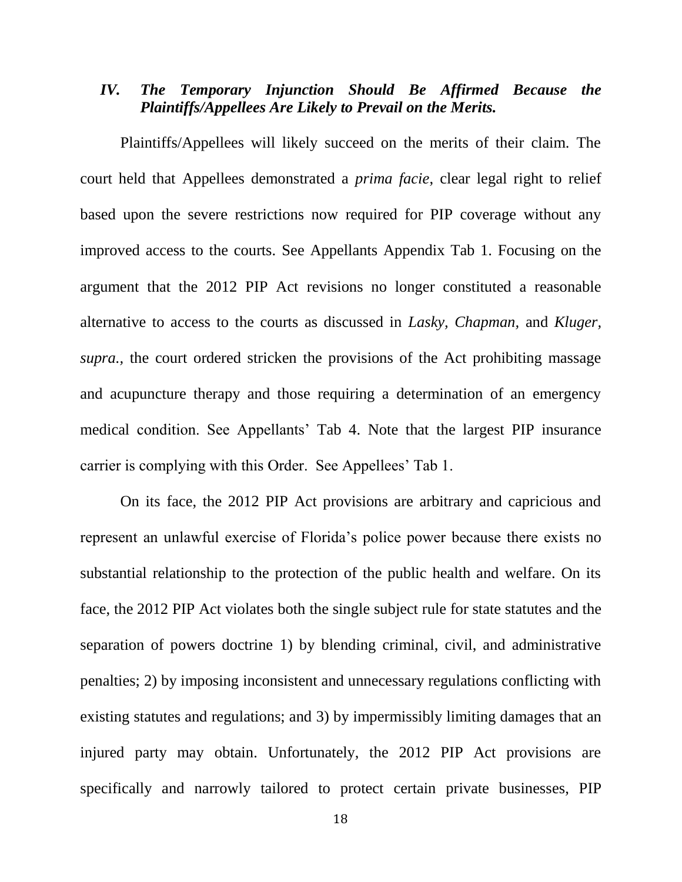### *IV. The Temporary Injunction Should Be Affirmed Because the Plaintiffs/Appellees Are Likely to Prevail on the Merits.*

Plaintiffs/Appellees will likely succeed on the merits of their claim. The court held that Appellees demonstrated a *prima facie*, clear legal right to relief based upon the severe restrictions now required for PIP coverage without any improved access to the courts. See Appellants Appendix Tab 1. Focusing on the argument that the 2012 PIP Act revisions no longer constituted a reasonable alternative to access to the courts as discussed in *Lasky*, *Chapman,* and *Kluger, supra.*, the court ordered stricken the provisions of the Act prohibiting massage and acupuncture therapy and those requiring a determination of an emergency medical condition. See Appellants' Tab 4. Note that the largest PIP insurance carrier is complying with this Order. See Appellees' Tab 1.

On its face, the 2012 PIP Act provisions are arbitrary and capricious and represent an unlawful exercise of Florida's police power because there exists no substantial relationship to the protection of the public health and welfare. On its face, the 2012 PIP Act violates both the single subject rule for state statutes and the separation of powers doctrine 1) by blending criminal, civil, and administrative penalties; 2) by imposing inconsistent and unnecessary regulations conflicting with existing statutes and regulations; and 3) by impermissibly limiting damages that an injured party may obtain. Unfortunately, the 2012 PIP Act provisions are specifically and narrowly tailored to protect certain private businesses, PIP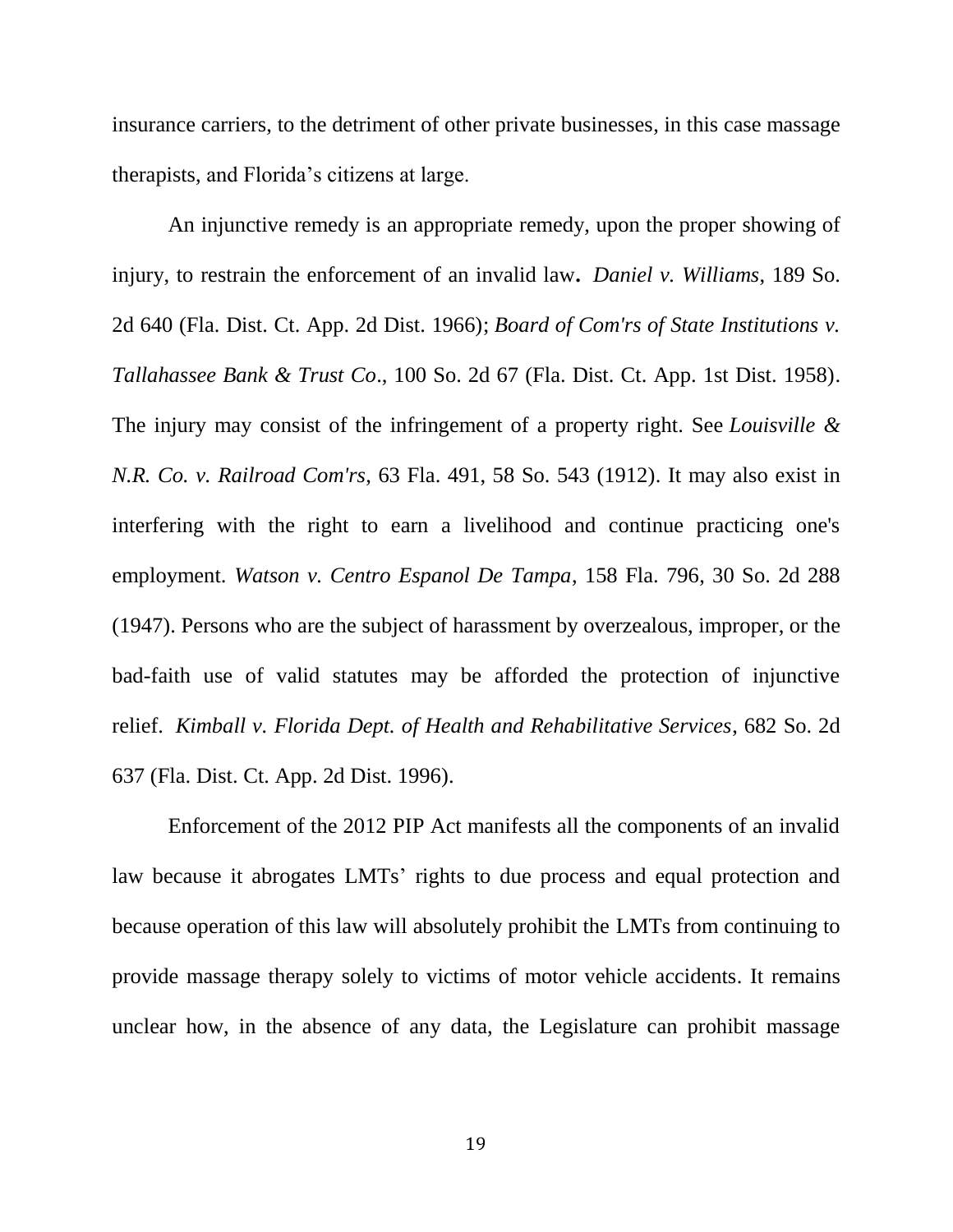insurance carriers, to the detriment of other private businesses, in this case massage therapists, and Florida's citizens at large.

An injunctive remedy is an appropriate remedy, upon the proper showing of injury, to restrain the enforcement of an invalid law**.** *Daniel v. Williams*, 189 So. 2d 640 (Fla. Dist. Ct. App. 2d Dist. 1966); *Board of Com'rs of State Institutions v. Tallahassee Bank & Trust Co*., 100 So. 2d 67 (Fla. Dist. Ct. App. 1st Dist. 1958). The injury may consist of the infringement of a property right. See *Louisville & N.R. Co. v. Railroad Com'rs*, 63 Fla. 491, 58 So. 543 (1912). It may also exist in interfering with the right to earn a livelihood and continue practicing one's employment. *Watson v. Centro Espanol De Tampa*, 158 Fla. 796, 30 So. 2d 288 (1947). Persons who are the subject of harassment by overzealous, improper, or the bad-faith use of valid statutes may be afforded the protection of injunctive relief. *Kimball v. Florida Dept. of Health and Rehabilitative Services*, 682 So. 2d 637 (Fla. Dist. Ct. App. 2d Dist. 1996).

Enforcement of the 2012 PIP Act manifests all the components of an invalid law because it abrogates LMTs' rights to due process and equal protection and because operation of this law will absolutely prohibit the LMTs from continuing to provide massage therapy solely to victims of motor vehicle accidents. It remains unclear how, in the absence of any data, the Legislature can prohibit massage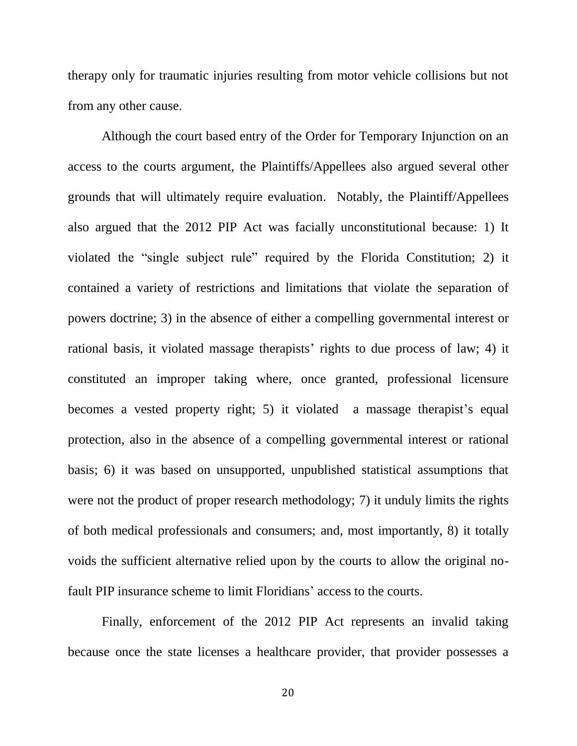therapy only for traumatic injuries resulting from motor vehicle collisions but not from any other cause.

Although the court based entry of the Order for Temporary Injunction on an access to the courts argument, the Plaintiffs/Appellees also argued several other grounds that will ultimately require evaluation. Notably, the Plaintiff/Appellees also argued that the 2012 PIP Act was facially unconstitutional because: 1) It violated the "single subject rule" required by the Florida Constitution; 2) it contained a variety of restrictions and limitations that violate the separation of powers doctrine; 3) in the absence of either a compelling governmental interest or rational basis, it violated massage therapists' rights to due process of law; 4) it constituted an improper taking where, once granted, professional licensure becomes a vested property right; 5) it violated a massage therapist's equal protection, also in the absence of a compelling governmental interest or rational basis; 6) it was based on unsupported, unpublished statistical assumptions that were not the product of proper research methodology; 7) it unduly limits the rights of both medical professionals and consumers; and, most importantly, 8) it totally voids the sufficient alternative relied upon by the courts to allow the original no-fault PIP insurance scheme to limit Floridians' access to the courts.

Finally, enforcement of the 2012 PIP Act represents an invalid taking because once the state licenses a healthcare provider, that provider possesses a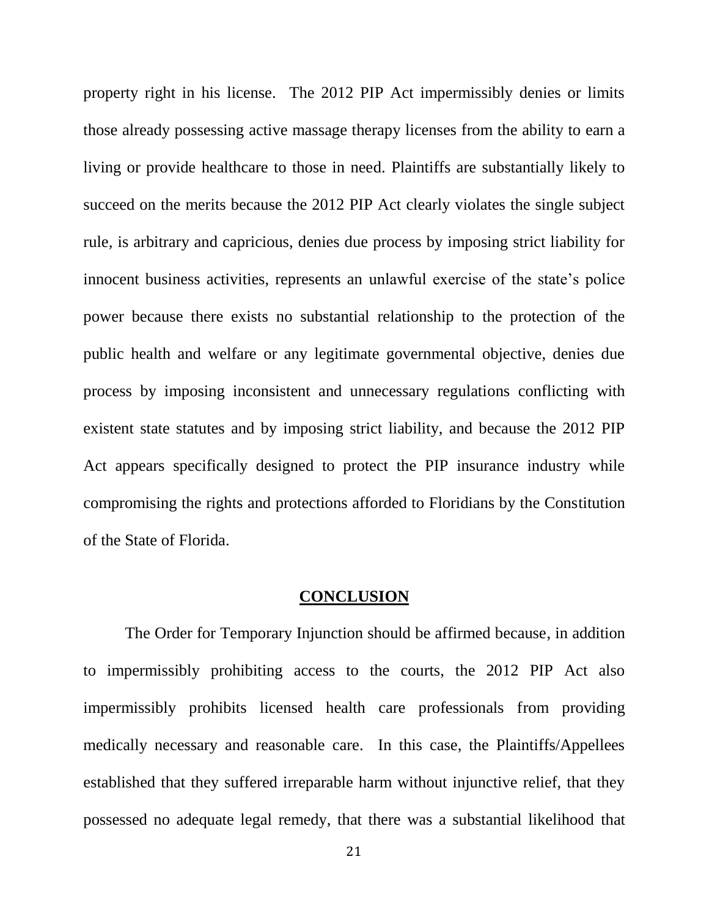property right in his license. The 2012 PIP Act impermissibly denies or limits those already possessing active massage therapy licenses from the ability to earn a living or provide healthcare to those in need. Plaintiffs are substantially likely to succeed on the merits because the 2012 PIP Act clearly violates the single subject rule, is arbitrary and capricious, denies due process by imposing strict liability for innocent business activities, represents an unlawful exercise of the state's police power because there exists no substantial relationship to the protection of the public health and welfare or any legitimate governmental objective, denies due process by imposing inconsistent and unnecessary regulations conflicting with existent state statutes and by imposing strict liability, and because the 2012 PIP Act appears specifically designed to protect the PIP insurance industry while compromising the rights and protections afforded to Floridians by the Constitution of the State of Florida.

## CONCLUSION

The Order for Temporary Injunction should be affirmed because, in addition to impermissibly prohibiting access to the courts, the 2012 PIP Act also impermissibly prohibits licensed health care professionals from providing medically necessary and reasonable care. In this case, the Plaintiffs/Appellees established that they suffered irreparable harm without injunctive relief, that they possessed no adequate legal remedy, that there was a substantial likelihood that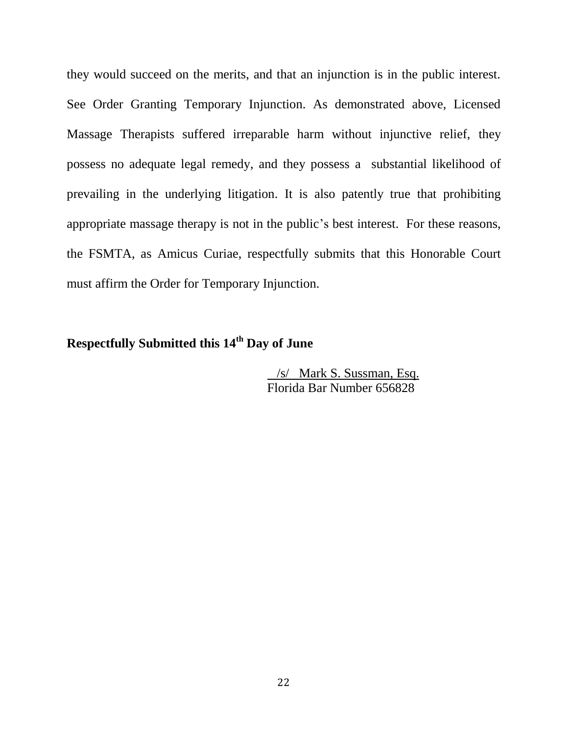they would succeed on the merits, and that an injunction is in the public interest. See Order Granting Temporary Injunction. As demonstrated above, Licensed Massage Therapists suffered irreparable harm without injunctive relief, they possess no adequate legal remedy, and they possess a substantial likelihood of prevailing in the underlying litigation. It is also patently true that prohibiting appropriate massage therapy is not in the public's best interest. For these reasons, the FSMTA, as Amicus Curiae, respectfully submits that this Honorable Court must affirm the Order for Temporary Injunction.

**Respectfully Submitted this 14th Day of June**

/s/ Mark S. Sussman, Esq.
Florida Bar Number 656828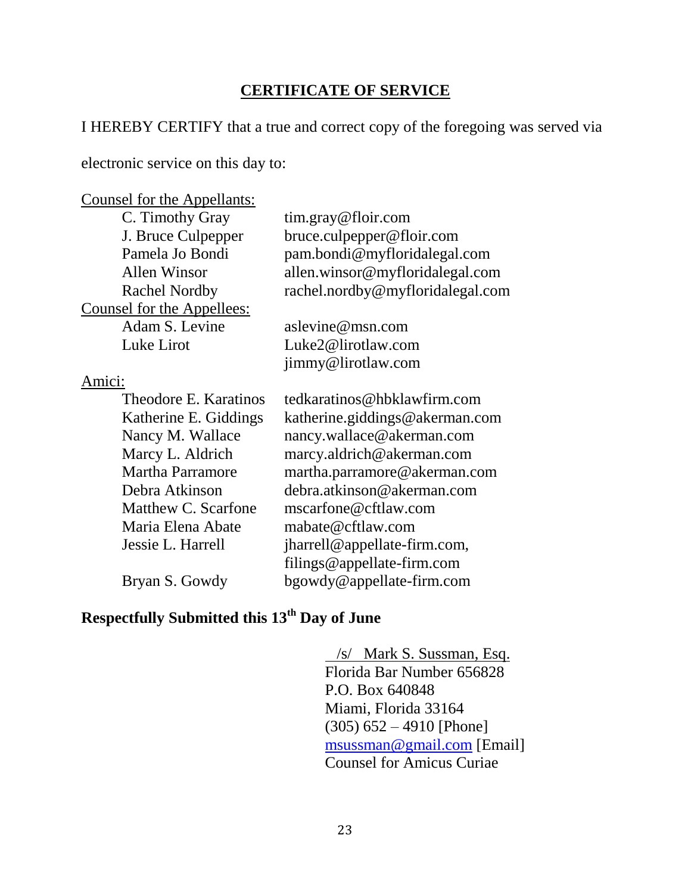## CERTIFICATE OF SERVICE

I HEREBY CERTIFY that a true and correct copy of the foregoing was served via electronic service on this day to:

Counsel for the Appellants:

| | |
|---|---|
| C. Timothy Gray | tim.gray@floir.com |
| J. Bruce Culpepper | bruce.culpepper@floir.com |
| Pamela Jo Bondi | pam.bondi@myfloridalegal.com |
| Allen Winsor | allen.winsor@myfloridalegal.com |
| Rachel Nordby | rachel.nordby@myfloridalegal.com |

Counsel for the Appellees:

| | |
|---|---|
| Adam S. Levine | aslevine@msn.com |
| Luke Lirot | Luke2@lirotlaw.com |
| | jimmy@lirotlaw.com |

Amici:

| | |
|---|---|
| Theodore E. Karatinos | tedkaratinos@hbklawfirm.com |
| Katherine E. Giddings | katherine.giddings@akerman.com |
| Nancy M. Wallace | nancy.wallace@akerman.com |
| Marcy L. Aldrich | marcy.aldrich@akerman.com |
| Martha Parramore | martha.parramore@akerman.com |
| Debra Atkinson | debra.atkinson@akerman.com |
| Matthew C. Scarfone | mscarfone@cftlaw.com |
| Maria Elena Abate | mabate@cftlaw.com |
| Jessie L. Harrell | jharrell@appellate-firm.com, filings@appellate-firm.com |
| Bryan S. Gowdy | bgowdy@appellate-firm.com |

**Respectfully Submitted this 13th Day of June**

/s/ Mark S. Sussman, Esq.  
Florida Bar Number 656828  
P.O. Box 640848  
Miami, Florida 33164  
(305) 652 – 4910 [Phone]  
msussman@gmail.com [Email]  
Counsel for Amicus Curiae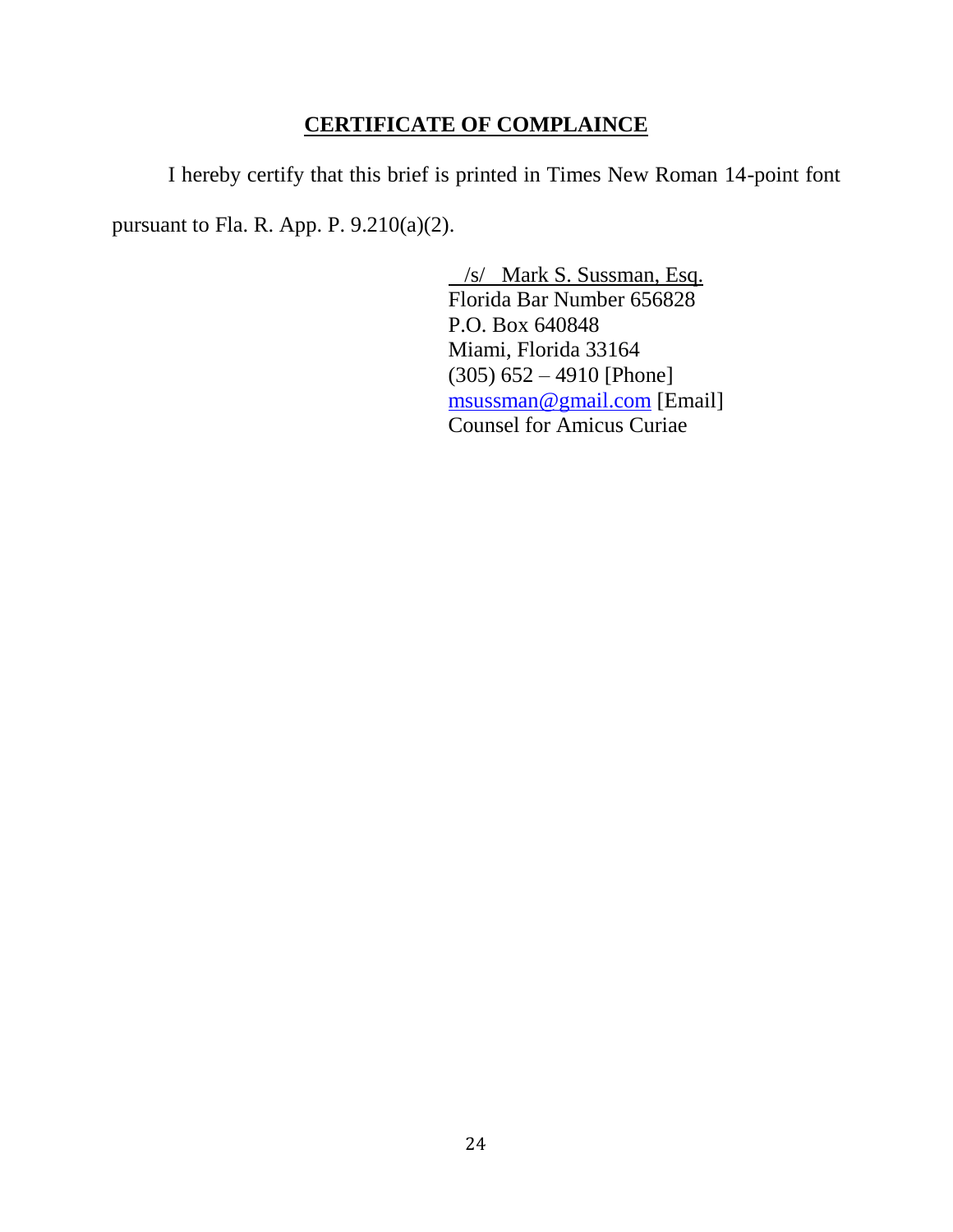## **CERTIFICATE OF COMPLAINCE**

I hereby certify that this brief is printed in Times New Roman 14-point font pursuant to Fla. R. App. P. 9.210(a)(2).

/s/ Mark S. Sussman, Esq.
Florida Bar Number 656828
P.O. Box 640848
Miami, Florida 33164
(305) 652 – 4910 [Phone]
msussman@gmail.com [Email]
Counsel for Amicus Curiae